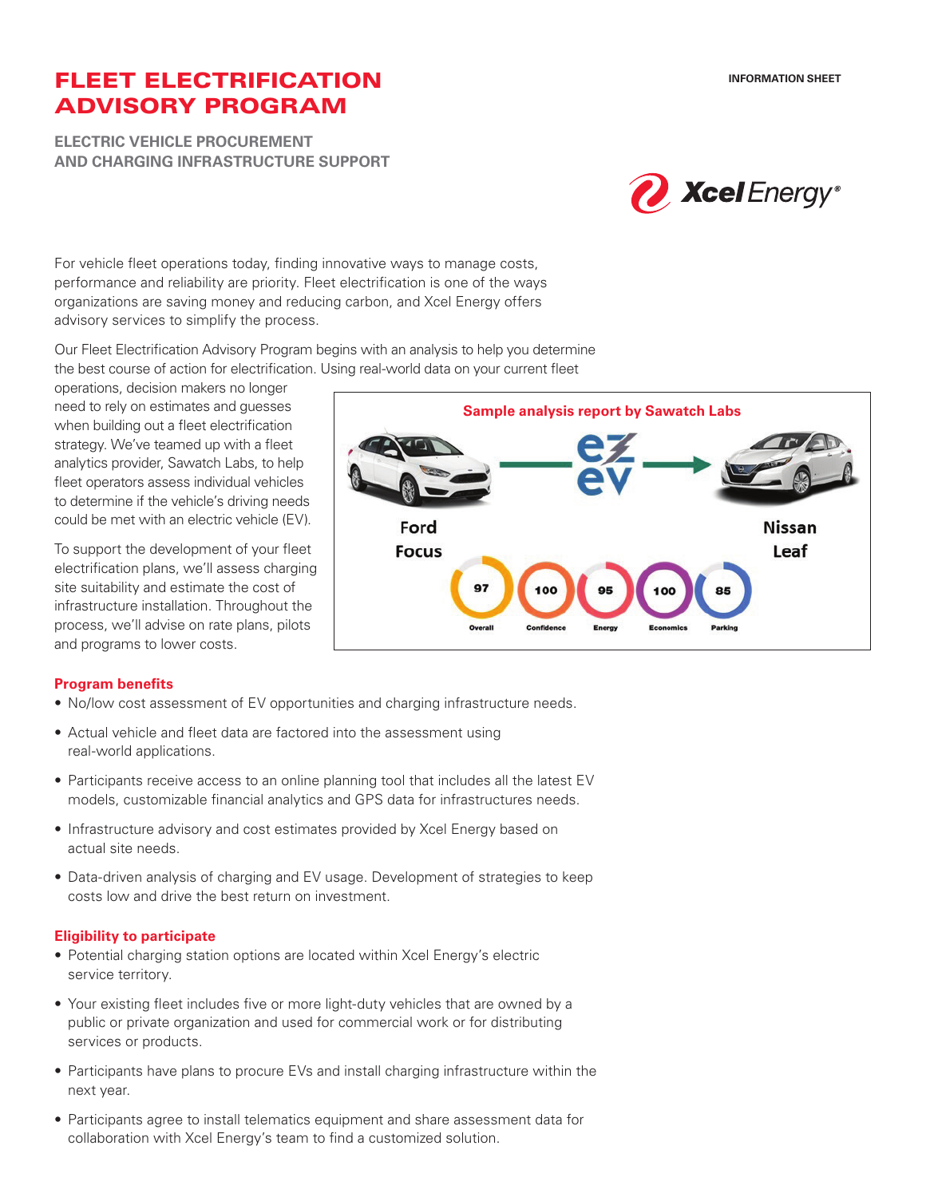# FLEET ELECTRIFICATION ADVISORY PROGRAM

INFORMATION SHEET

## ELECTRIC VEHICLE PROCUREMENT AND CHARGING INFRASTRUCTURE SUPPORT

For vehicle fleet operations today, finding innovative ways to manage costs, performance and reliability are priority. Fleet electrification is one of the ways organizations are saving money and reducing carbon, and Xcel Energy offers advisory services to simplify the process.

Our Fleet Electrification Advisory Program begins with an analysis to help you determine the best course of action for electrification. Using real-world data on your current fleet operations, decision makers no longer need to rely on estimates and guesses when building out a fleet electrification strategy. We've teamed up with a fleet analytics provider, Sawatch Labs, to help fleet operators assess individual vehicles to determine if the vehicle's driving needs could be met with an electric vehicle (EV).

To support the development of your fleet electrification plans, we'll assess charging site suitability and estimate the cost of infrastructure installation. Throughout the process, we'll advise on rate plans, pilots and programs to lower costs.

**Sample analysis report by Sawatch Labs**

Ford Focus → ezEV → Nissan Leaf

| Overall | Confidence | Energy | Economics | Parking |
|---|---|---|---|---|
| 97 | 100 | 95 | 100 | 85 |

### Program benefits

- No/low cost assessment of EV opportunities and charging infrastructure needs.
- Actual vehicle and fleet data are factored into the assessment using real-world applications.
- Participants receive access to an online planning tool that includes all the latest EV models, customizable financial analytics and GPS data for infrastructures needs.
- Infrastructure advisory and cost estimates provided by Xcel Energy based on actual site needs.
- Data-driven analysis of charging and EV usage. Development of strategies to keep costs low and drive the best return on investment.

### Eligibility to participate

- Potential charging station options are located within Xcel Energy's electric service territory.
- Your existing fleet includes five or more light-duty vehicles that are owned by a public or private organization and used for commercial work or for distributing services or products.
- Participants have plans to procure EVs and install charging infrastructure within the next year.
- Participants agree to install telematics equipment and share assessment data for collaboration with Xcel Energy's team to find a customized solution.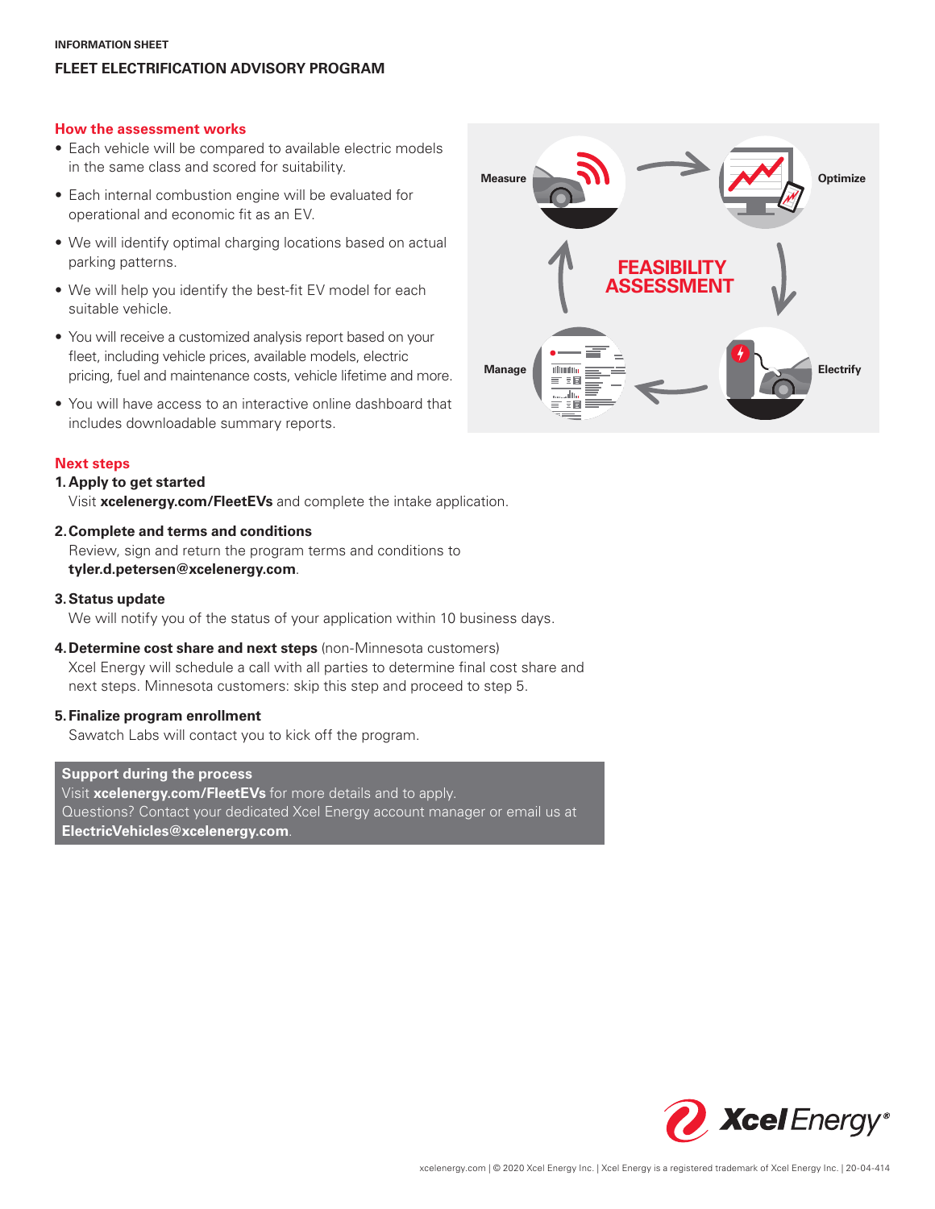INFORMATION SHEET

# FLEET ELECTRIFICATION ADVISORY PROGRAM

## How the assessment works

- Each vehicle will be compared to available electric models in the same class and scored for suitability.
- Each internal combustion engine will be evaluated for operational and economic fit as an EV.
- We will identify optimal charging locations based on actual parking patterns.
- We will help you identify the best-fit EV model for each suitable vehicle.
- You will receive a customized analysis report based on your fleet, including vehicle prices, available models, electric pricing, fuel and maintenance costs, vehicle lifetime and more.
- You will have access to an interactive online dashboard that includes downloadable summary reports.

Measure

Optimize

FEASIBILITY ASSESSMENT

Manage

Electrify

## Next steps

1. **Apply to get started**
   Visit **xcelenergy.com/FleetEVs** and complete the intake application.

2. **Complete and terms and conditions**
   Review, sign and return the program terms and conditions to **tyler.d.petersen@xcelenergy.com**.

3. **Status update**
   We will notify you of the status of your application within 10 business days.

4. **Determine cost share and next steps** (non-Minnesota customers)
   Xcel Energy will schedule a call with all parties to determine final cost share and next steps. Minnesota customers: skip this step and proceed to step 5.

5. **Finalize program enrollment**
   Sawatch Labs will contact you to kick off the program.

**Support during the process**
Visit **xcelenergy.com/FleetEVs** for more details and to apply.
Questions? Contact your dedicated Xcel Energy account manager or email us at **ElectricVehicles@xcelenergy.com**.

Xcel Energy®

xcelenergy.com | © 2020 Xcel Energy Inc. | Xcel Energy is a registered trademark of Xcel Energy Inc. | 20-04-414